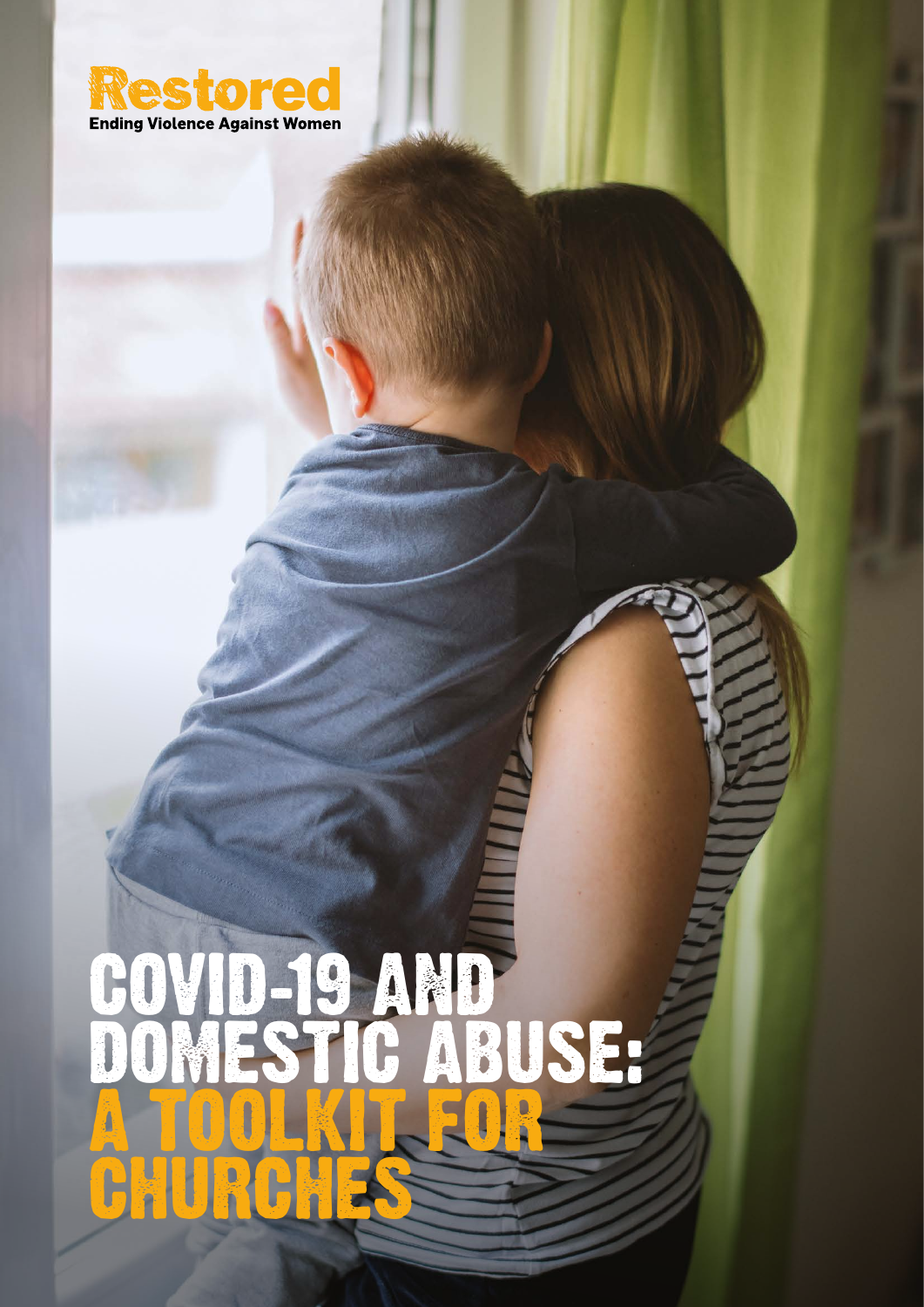**Restored**
Ending Violence Against Women

# COVID-19 AND DOMESTIC ABUSE: A TOOLKIT FOR CHURCHES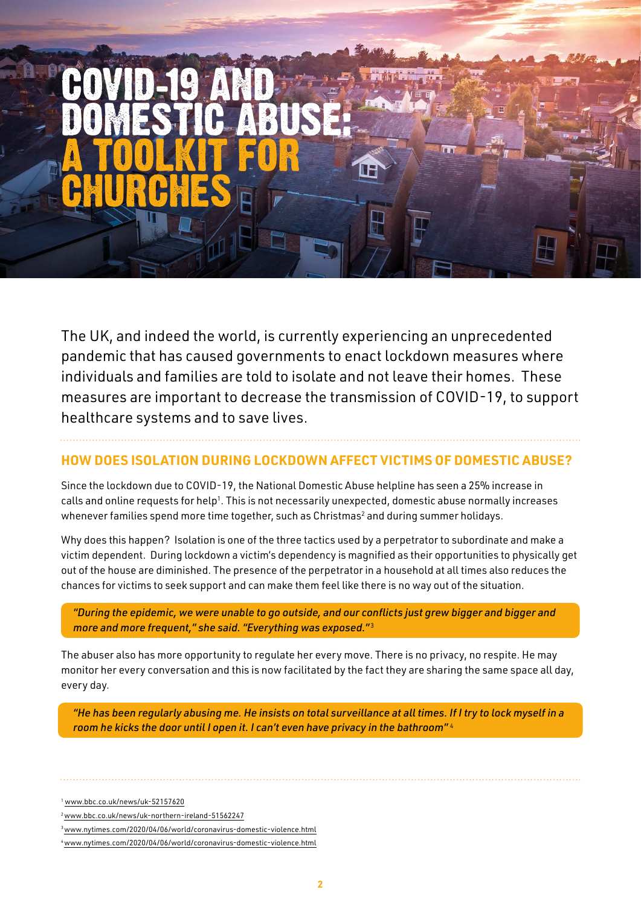# COVID-19 AND DOMESTIC ABUSE: A TOOLKIT FOR CHURCHES

The UK, and indeed the world, is currently experiencing an unprecedented pandemic that has caused governments to enact lockdown measures where individuals and families are told to isolate and not leave their homes. These measures are important to decrease the transmission of COVID-19, to support healthcare systems and to save lives.

## HOW DOES ISOLATION DURING LOCKDOWN AFFECT VICTIMS OF DOMESTIC ABUSE?

Since the lockdown due to COVID-19, the National Domestic Abuse helpline has seen a 25% increase in calls and online requests for help[1]. This is not necessarily unexpected, domestic abuse normally increases whenever families spend more time together, such as Christmas[2] and during summer holidays.

Why does this happen? Isolation is one of the three tactics used by a perpetrator to subordinate and make a victim dependent. During lockdown a victim's dependency is magnified as their opportunities to physically get out of the house are diminished. The presence of the perpetrator in a household at all times also reduces the chances for victims to seek support and can make them feel like there is no way out of the situation.

> *"During the epidemic, we were unable to go outside, and our conflicts just grew bigger and bigger and more and more frequent," she said. "Everything was exposed."*[3]

The abuser also has more opportunity to regulate her every move. There is no privacy, no respite. He may monitor her every conversation and this is now facilitated by the fact they are sharing the same space all day, every day.

> *"He has been regularly abusing me. He insists on total surveillance at all times. If I try to lock myself in a room he kicks the door until I open it. I can't even have privacy in the bathroom"*[4]

[1] www.bbc.co.uk/news/uk-52157620

[2] www.bbc.co.uk/news/uk-northern-ireland-51562247

[3] www.nytimes.com/2020/04/06/world/coronavirus-domestic-violence.html

[4] www.nytimes.com/2020/04/06/world/coronavirus-domestic-violence.html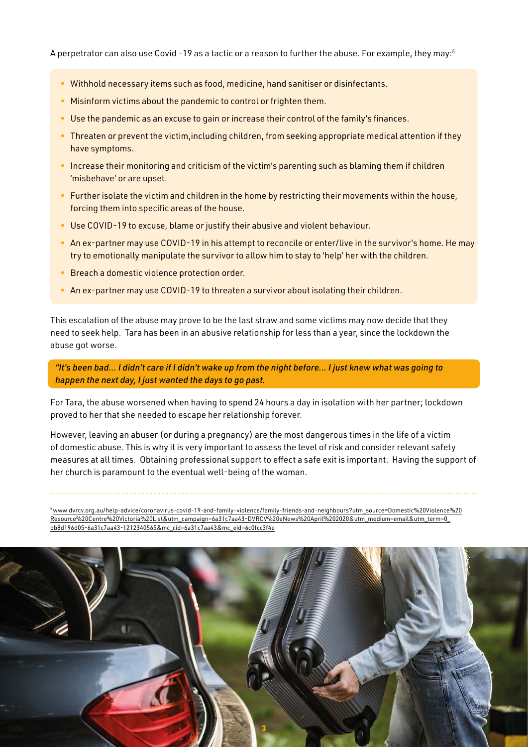A perpetrator can also use Covid -19 as a tactic or a reason to further the abuse. For example, they may:[5]

- Withhold necessary items such as food, medicine, hand sanitiser or disinfectants.
- Misinform victims about the pandemic to control or frighten them.
- Use the pandemic as an excuse to gain or increase their control of the family's finances.
- Threaten or prevent the victim,including children, from seeking appropriate medical attention if they have symptoms.
- Increase their monitoring and criticism of the victim's parenting such as blaming them if children 'misbehave' or are upset.
- Further isolate the victim and children in the home by restricting their movements within the house, forcing them into specific areas of the house.
- Use COVID-19 to excuse, blame or justify their abusive and violent behaviour.
- An ex-partner may use COVID-19 in his attempt to reconcile or enter/live in the survivor's home. He may try to emotionally manipulate the survivor to allow him to stay to 'help' her with the children.
- Breach a domestic violence protection order.
- An ex-partner may use COVID-19 to threaten a survivor about isolating their children.

This escalation of the abuse may prove to be the last straw and some victims may now decide that they need to seek help. Tara has been in an abusive relationship for less than a year, since the lockdown the abuse got worse.

*"It's been bad... I didn't care if I didn't wake up from the night before... I just knew what was going to happen the next day, I just wanted the days to go past.*

For Tara, the abuse worsened when having to spend 24 hours a day in isolation with her partner; lockdown proved to her that she needed to escape her relationship forever.

However, leaving an abuser (or during a pregnancy) are the most dangerous times in the life of a victim of domestic abuse. This is why it is very important to assess the level of risk and consider relevant safety measures at all times. Obtaining professional support to effect a safe exit is important. Having the support of her church is paramount to the eventual well-being of the woman.

[5] www.dvrcv.org.au/help-advice/coronavirus-covid-19-and-family-violence/family-friends-and-neighbours?utm_source=Domestic%20Violence%20Resource%20Centre%20Victoria%20List&utm_campaign=6a31c7aa43-DVRCV%20eNews%20April%202020&utm_medium=email&utm_term=0_db8d196d05-6a31c7aa43-1212340565&mc_cid=6a31c7aa43&mc_eid=6c0fcc3f4e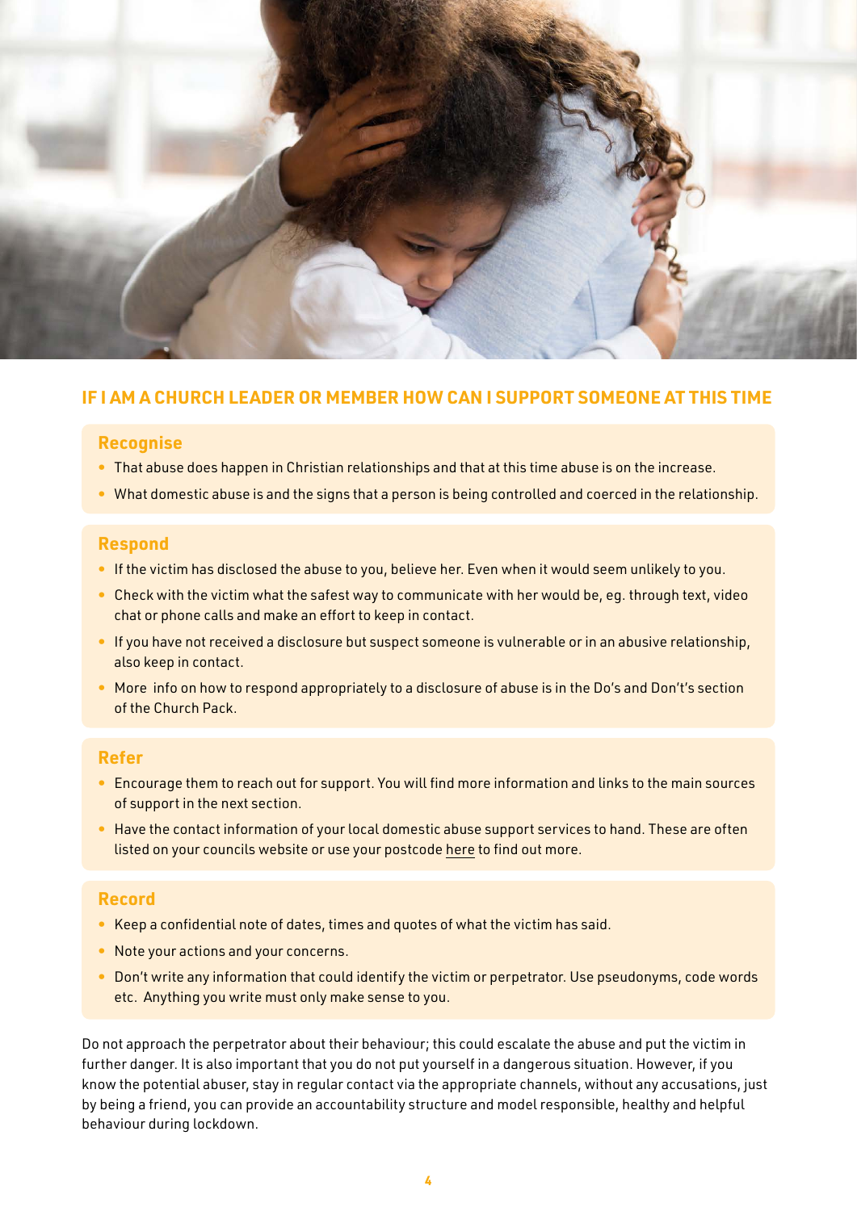## IF I AM A CHURCH LEADER OR MEMBER HOW CAN I SUPPORT SOMEONE AT THIS TIME

### Recognise

- That abuse does happen in Christian relationships and that at this time abuse is on the increase.
- What domestic abuse is and the signs that a person is being controlled and coerced in the relationship.

### Respond

- If the victim has disclosed the abuse to you, believe her. Even when it would seem unlikely to you.
- Check with the victim what the safest way to communicate with her would be, eg. through text, video chat or phone calls and make an effort to keep in contact.
- If you have not received a disclosure but suspect someone is vulnerable or in an abusive relationship, also keep in contact.
- More info on how to respond appropriately to a disclosure of abuse is in the Do's and Don't's section of the Church Pack.

### Refer

- Encourage them to reach out for support. You will find more information and links to the main sources of support in the next section.
- Have the contact information of your local domestic abuse support services to hand. These are often listed on your councils website or use your postcode here to find out more.

### Record

- Keep a confidential note of dates, times and quotes of what the victim has said.
- Note your actions and your concerns.
- Don't write any information that could identify the victim or perpetrator. Use pseudonyms, code words etc. Anything you write must only make sense to you.

Do not approach the perpetrator about their behaviour; this could escalate the abuse and put the victim in further danger. It is also important that you do not put yourself in a dangerous situation. However, if you know the potential abuser, stay in regular contact via the appropriate channels, without any accusations, just by being a friend, you can provide an accountability structure and model responsible, healthy and helpful behaviour during lockdown.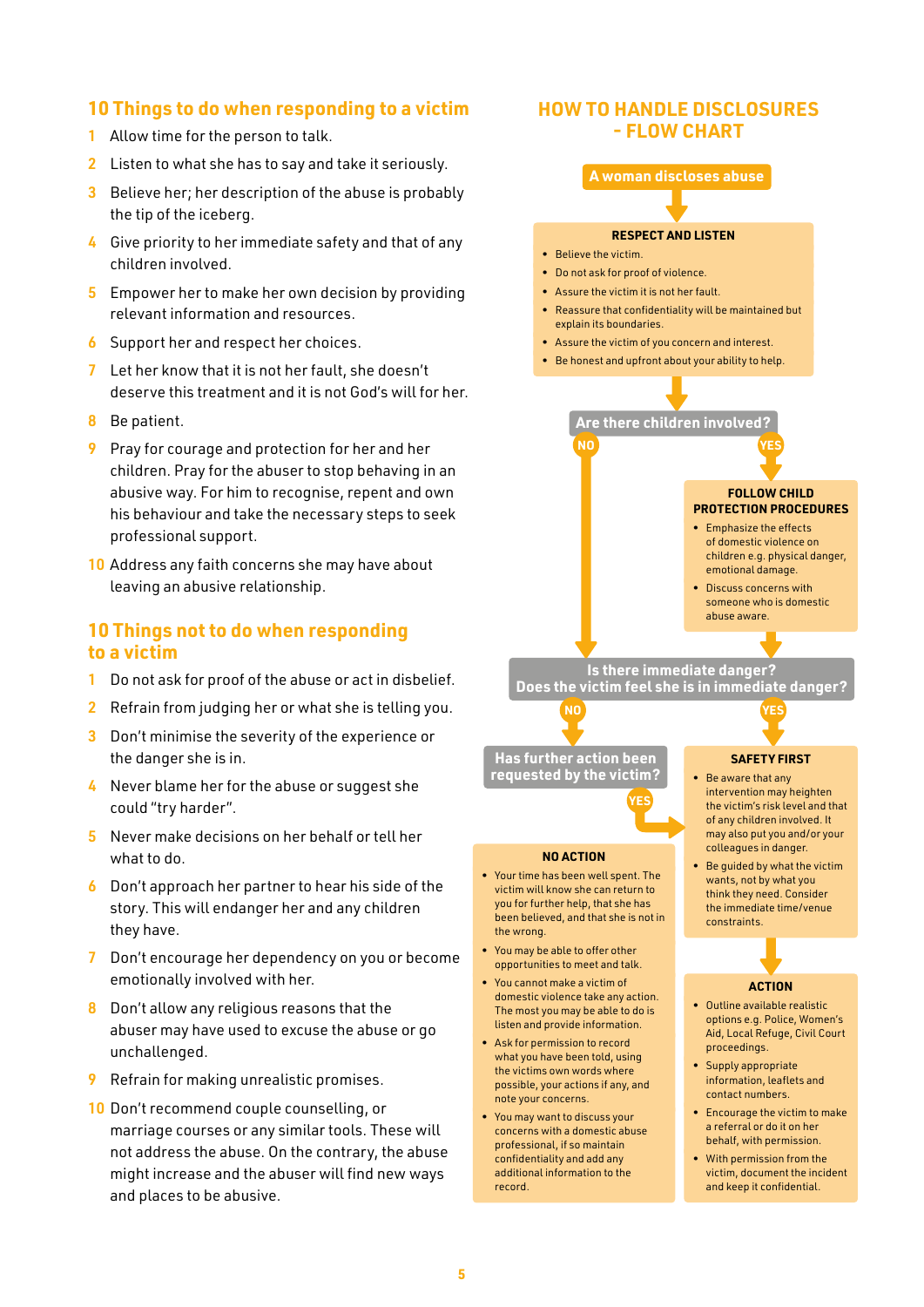## 10 Things to do when responding to a victim

1. Allow time for the person to talk.
2. Listen to what she has to say and take it seriously.
3. Believe her; her description of the abuse is probably the tip of the iceberg.
4. Give priority to her immediate safety and that of any children involved.
5. Empower her to make her own decision by providing relevant information and resources.
6. Support her and respect her choices.
7. Let her know that it is not her fault, she doesn't deserve this treatment and it is not God's will for her.
8. Be patient.
9. Pray for courage and protection for her and her children. Pray for the abuser to stop behaving in an abusive way. For him to recognise, repent and own his behaviour and take the necessary steps to seek professional support.
10. Address any faith concerns she may have about leaving an abusive relationship.

## 10 Things not to do when responding to a victim

1. Do not ask for proof of the abuse or act in disbelief.
2. Refrain from judging her or what she is telling you.
3. Don't minimise the severity of the experience or the danger she is in.
4. Never blame her for the abuse or suggest she could "try harder".
5. Never make decisions on her behalf or tell her what to do.
6. Don't approach her partner to hear his side of the story. This will endanger her and any children they have.
7. Don't encourage her dependency on you or become emotionally involved with her.
8. Don't allow any religious reasons that the abuser may have used to excuse the abuse or go unchallenged.
9. Refrain for making unrealistic promises.
10. Don't recommend couple counselling, or marriage courses or any similar tools. These will not address the abuse. On the contrary, the abuse might increase and the abuser will find new ways and places to be abusive.

## HOW TO HANDLE DISCLOSURES - FLOW CHART

**A woman discloses abuse**

↓

**RESPECT AND LISTEN**

- Believe the victim.
- Do not ask for proof of violence.
- Assure the victim it is not her fault.
- Reassure that confidentiality will be maintained but explain its boundaries.
- Assure the victim of you concern and interest.
- Be honest and upfront about your ability to help.

↓

**Are there children involved?**

- **NO** → go to "Is there immediate danger?"
- **YES** → **FOLLOW CHILD PROTECTION PROCEDURES**
  - Emphasize the effects of domestic violence on children e.g. physical danger, emotional damage.
  - Discuss concerns with someone who is domestic abuse aware.

↓

**Is there immediate danger? Does the victim feel she is in immediate danger?**

- **NO** → **Has further action been requested by the victim?**
  - **YES** → go to "ACTION"
  - **NO ACTION**
    - Your time has been well spent. The victim will know she can return to you for further help, that she has been believed, and that she is not in the wrong.
    - You may be able to offer other opportunities to meet and talk.
    - You cannot make a victim of domestic violence take any action. The most you may be able to do is listen and provide information.
    - Ask for permission to record what you have been told, using the victims own words where possible, your actions if any, and note your concerns.
    - You may want to discuss your concerns with a domestic abuse professional, if so maintain confidentiality and add any additional information to the record.
- **YES** → **SAFETY FIRST**
  - Be aware that any intervention may heighten the victim's risk level and that of any children involved. It may also put you and/or your colleagues in danger.
  - Be guided by what the victim wants, not by what you think they need. Consider the immediate time/venue constraints.

  ↓

  **ACTION**
  - Outline available realistic options e.g. Police, Women's Aid, Local Refuge, Civil Court proceedings.
  - Supply appropriate information, leaflets and contact numbers.
  - Encourage the victim to make a referral or do it on her behalf, with permission.
  - With permission from the victim, document the incident and keep it confidential.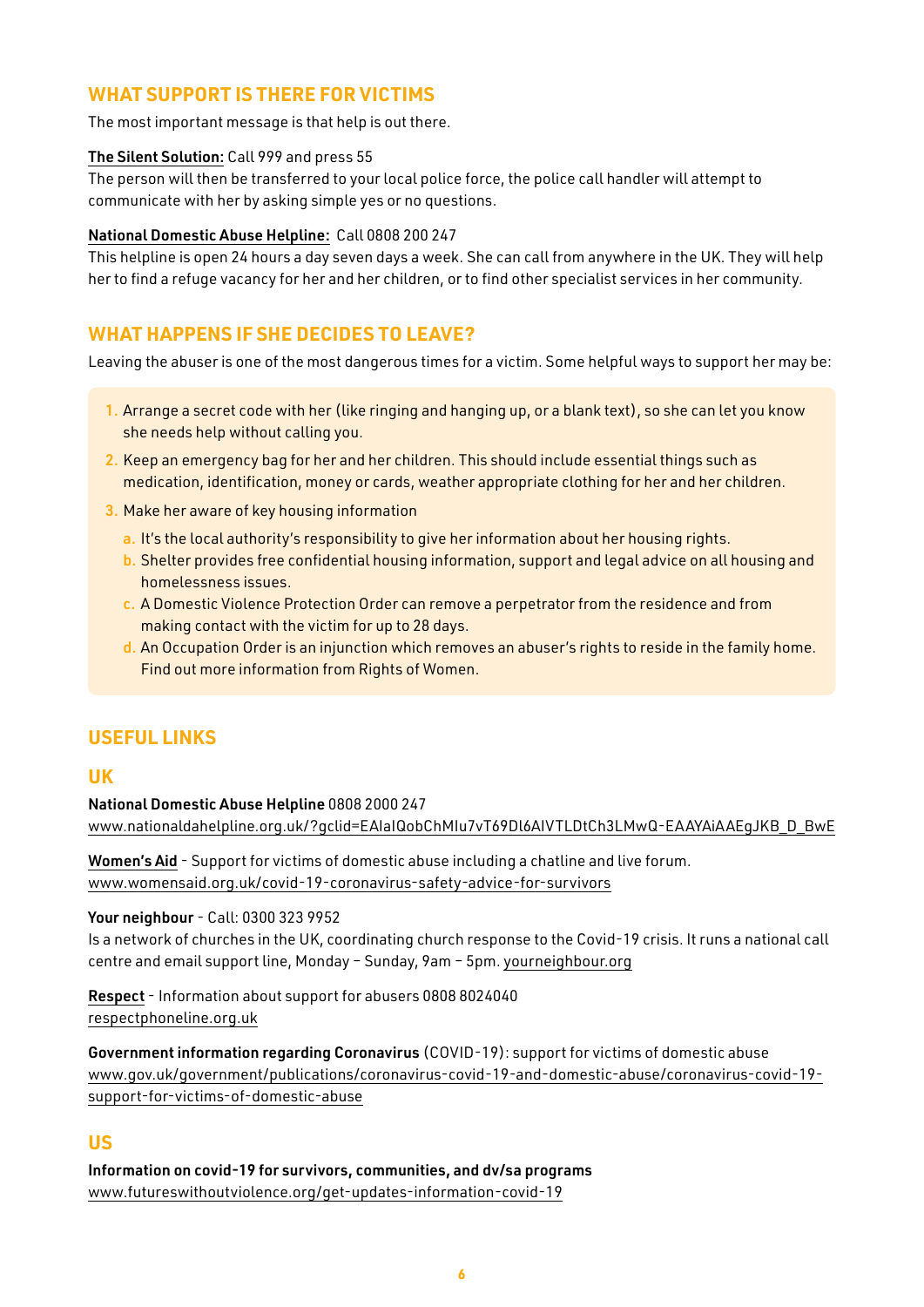## WHAT SUPPORT IS THERE FOR VICTIMS

The most important message is that help is out there.

**The Silent Solution:** Call 999 and press 55
The person will then be transferred to your local police force, the police call handler will attempt to communicate with her by asking simple yes or no questions.

**National Domestic Abuse Helpline:** Call 0808 200 247
This helpline is open 24 hours a day seven days a week. She can call from anywhere in the UK. They will help her to find a refuge vacancy for her and her children, or to find other specialist services in her community.

## WHAT HAPPENS IF SHE DECIDES TO LEAVE?

Leaving the abuser is one of the most dangerous times for a victim. Some helpful ways to support her may be:

1. Arrange a secret code with her (like ringing and hanging up, or a blank text), so she can let you know she needs help without calling you.
2. Keep an emergency bag for her and her children. This should include essential things such as medication, identification, money or cards, weather appropriate clothing for her and her children.
3. Make her aware of key housing information
   a. It's the local authority's responsibility to give her information about her housing rights.
   b. Shelter provides free confidential housing information, support and legal advice on all housing and homelessness issues.
   c. A Domestic Violence Protection Order can remove a perpetrator from the residence and from making contact with the victim for up to 28 days.
   d. An Occupation Order is an injunction which removes an abuser's rights to reside in the family home. Find out more information from Rights of Women.

## USEFUL LINKS

### UK

**National Domestic Abuse Helpline** 0808 2000 247
www.nationaldahelpline.org.uk/?gclid=EAIaIQobChMIu7vT69Dl6AIVTLDtCh3LMwQ-EAAYAiAAEgJKB_D_BwE

**Women's Aid** - Support for victims of domestic abuse including a chatline and live forum.
www.womensaid.org.uk/covid-19-coronavirus-safety-advice-for-survivors

**Your neighbour** - Call: 0300 323 9952
Is a network of churches in the UK, coordinating church response to the Covid-19 crisis. It runs a national call centre and email support line, Monday – Sunday, 9am – 5pm. yourneighbour.org

**Respect** - Information about support for abusers 0808 8024040
respectphoneline.org.uk

**Government information regarding Coronavirus** (COVID-19): support for victims of domestic abuse
www.gov.uk/government/publications/coronavirus-covid-19-and-domestic-abuse/coronavirus-covid-19-support-for-victims-of-domestic-abuse

### US

**Information on covid-19 for survivors, communities, and dv/sa programs**
www.futureswithoutviolence.org/get-updates-information-covid-19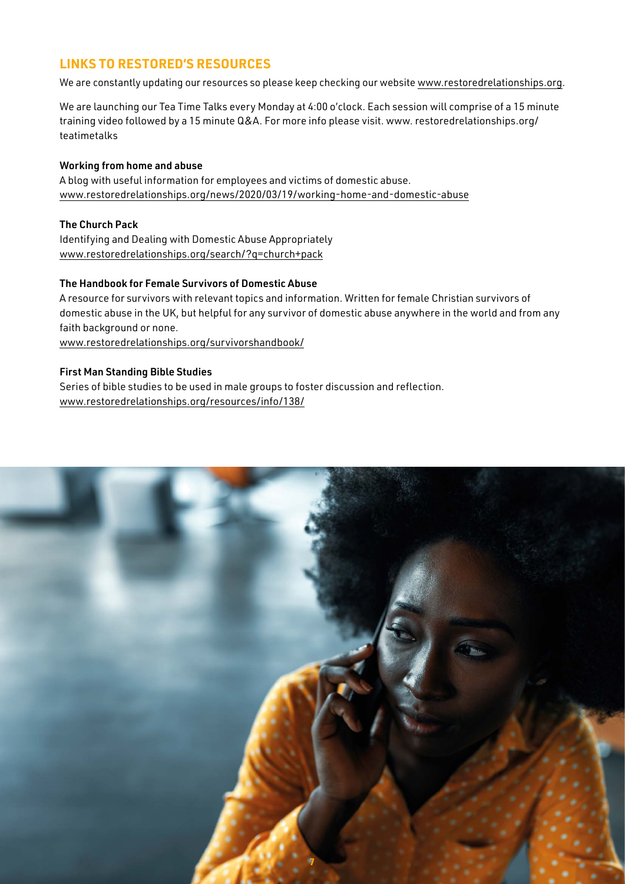## LINKS TO RESTORED'S RESOURCES

We are constantly updating our resources so please keep checking our website www.restoredrelationships.org.

We are launching our Tea Time Talks every Monday at 4:00 o'clock. Each session will comprise of a 15 minute training video followed by a 15 minute Q&A. For more info please visit. www. restoredrelationships.org/teatimetalks

**Working from home and abuse**
A blog with useful information for employees and victims of domestic abuse.
www.restoredrelationships.org/news/2020/03/19/working-home-and-domestic-abuse

**The Church Pack**
Identifying and Dealing with Domestic Abuse Appropriately
www.restoredrelationships.org/search/?q=church+pack

**The Handbook for Female Survivors of Domestic Abuse**
A resource for survivors with relevant topics and information. Written for female Christian survivors of domestic abuse in the UK, but helpful for any survivor of domestic abuse anywhere in the world and from any faith background or none.
www.restoredrelationships.org/survivorshandbook/

**First Man Standing Bible Studies**
Series of bible studies to be used in male groups to foster discussion and reflection.
www.restoredrelationships.org/resources/info/138/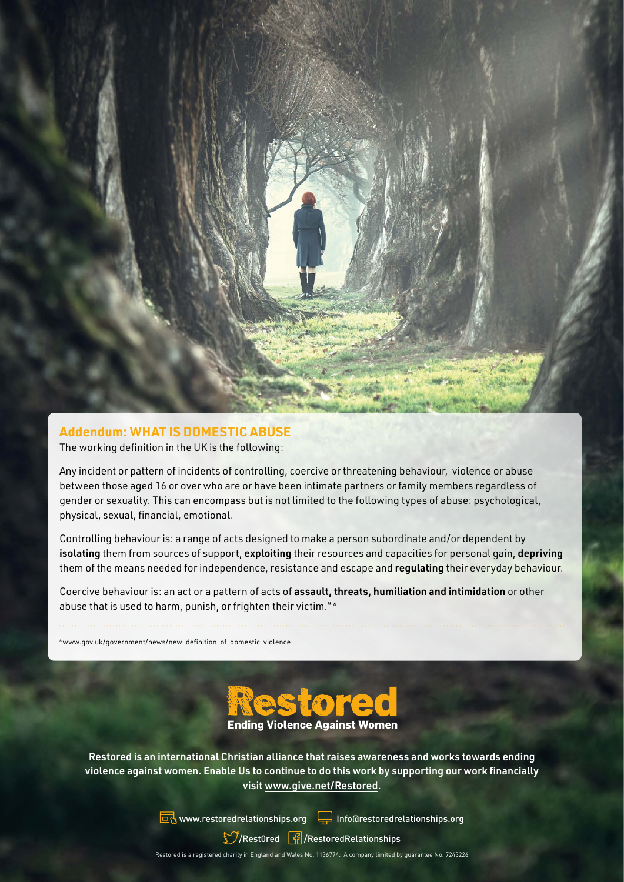## Addendum: WHAT IS DOMESTIC ABUSE

The working definition in the UK is the following:

Any incident or pattern of incidents of controlling, coercive or threatening behaviour, violence or abuse between those aged 16 or over who are or have been intimate partners or family members regardless of gender or sexuality. This can encompass but is not limited to the following types of abuse: psychological, physical, sexual, financial, emotional.

Controlling behaviour is: a range of acts designed to make a person subordinate and/or dependent by **isolating** them from sources of support, **exploiting** their resources and capacities for personal gain, **depriving** them of the means needed for independence, resistance and escape and **regulating** their everyday behaviour.

Coercive behaviour is: an act or a pattern of acts of **assault, threats, humiliation and intimidation** or other abuse that is used to harm, punish, or frighten their victim." [6]

[6] www.gov.uk/government/news/new-definition-of-domestic-violence

**Restored**
**Ending Violence Against Women**

**Restored is an international Christian alliance that raises awareness and works towards ending violence against women. Enable Us to continue to do this work by supporting our work financially visit www.give.net/Restored.**

www.restoredrelationships.org Info@restoredrelationships.org

/Rest0red /RestoredRelationships

Restored is a registered charity in England and Wales No. 1136774. A company limited by guarantee No. 7243226